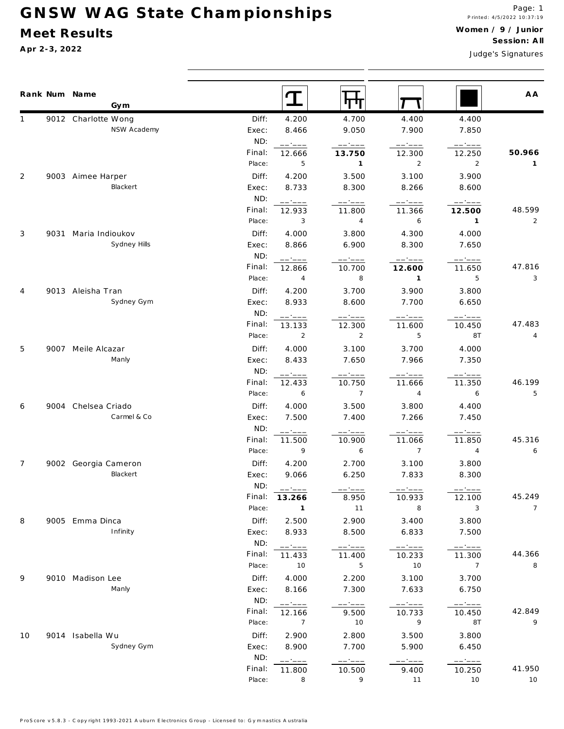# GNSW WAG State Championships

## Meet Results

**Apr 2-3, 2022**

Printed: 4/5/2022 10:37:19

**Women / 9 / Junior**

**Session: All**

Judge's Signatures

| Rank | Num | Name / Gym | | Vault | Bars | Beam | Floor | AA |
|---|---|---|---|---|---|---|---|---|
| 1 | 9012 | Charlotte Wong | Diff: | 4.200 | 4.700 | 4.400 | 4.400 | |
| | | NSW Academy | Exec: | 8.466 | 9.050 | 7.900 | 7.850 | |
| | | | ND: | __.___ | __.___ | __.___ | __.___ | |
| | | | Final: | 12.666 | **13.750** | 12.300 | 12.250 | **50.966** |
| | | | Place: | 5 | **1** | 2 | 2 | **1** |
| 2 | 9003 | Aimee Harper | Diff: | 4.200 | 3.500 | 3.100 | 3.900 | |
| | | Blackert | Exec: | 8.733 | 8.300 | 8.266 | 8.600 | |
| | | | ND: | __.___ | __.___ | __.___ | __.___ | |
| | | | Final: | 12.933 | 11.800 | 11.366 | **12.500** | 48.599 |
| | | | Place: | 3 | 4 | 6 | **1** | 2 |
| 3 | 9031 | Maria Indioukov | Diff: | 4.000 | 3.800 | 4.300 | 4.000 | |
| | | Sydney Hills | Exec: | 8.866 | 6.900 | 8.300 | 7.650 | |
| | | | ND: | __.___ | __.___ | __.___ | __.___ | |
| | | | Final: | 12.866 | 10.700 | **12.600** | 11.650 | 47.816 |
| | | | Place: | 4 | 8 | **1** | 5 | 3 |
| 4 | 9013 | Aleisha Tran | Diff: | 4.200 | 3.700 | 3.900 | 3.800 | |
| | | Sydney Gym | Exec: | 8.933 | 8.600 | 7.700 | 6.650 | |
| | | | ND: | __.___ | __.___ | __.___ | __.___ | |
| | | | Final: | 13.133 | 12.300 | 11.600 | 10.450 | 47.483 |
| | | | Place: | 2 | 2 | 5 | 8T | 4 |
| 5 | 9007 | Meile Alcazar | Diff: | 4.000 | 3.100 | 3.700 | 4.000 | |
| | | Manly | Exec: | 8.433 | 7.650 | 7.966 | 7.350 | |
| | | | ND: | __.___ | __.___ | __.___ | __.___ | |
| | | | Final: | 12.433 | 10.750 | 11.666 | 11.350 | 46.199 |
| | | | Place: | 6 | 7 | 4 | 6 | 5 |
| 6 | 9004 | Chelsea Criado | Diff: | 4.000 | 3.500 | 3.800 | 4.400 | |
| | | Carmel & Co | Exec: | 7.500 | 7.400 | 7.266 | 7.450 | |
| | | | ND: | __.___ | __.___ | __.___ | __.___ | |
| | | | Final: | 11.500 | 10.900 | 11.066 | 11.850 | 45.316 |
| | | | Place: | 9 | 6 | 7 | 4 | 6 |
| 7 | 9002 | Georgia Cameron | Diff: | 4.200 | 2.700 | 3.100 | 3.800 | |
| | | Blackert | Exec: | 9.066 | 6.250 | 7.833 | 8.300 | |
| | | | ND: | __.___ | __.___ | __.___ | __.___ | |
| | | | Final: | **13.266** | 8.950 | 10.933 | 12.100 | 45.249 |
| | | | Place: | **1** | 11 | 8 | 3 | 7 |
| 8 | 9005 | Emma Dinca | Diff: | 2.500 | 2.900 | 3.400 | 3.800 | |
| | | Infinity | Exec: | 8.933 | 8.500 | 6.833 | 7.500 | |
| | | | ND: | __.___ | __.___ | __.___ | __.___ | |
| | | | Final: | 11.433 | 11.400 | 10.233 | 11.300 | 44.366 |
| | | | Place: | 10 | 5 | 10 | 7 | 8 |
| 9 | 9010 | Madison Lee | Diff: | 4.000 | 2.200 | 3.100 | 3.700 | |
| | | Manly | Exec: | 8.166 | 7.300 | 7.633 | 6.750 | |
| | | | ND: | __.___ | __.___ | __.___ | __.___ | |
| | | | Final: | 12.166 | 9.500 | 10.733 | 10.450 | 42.849 |
| | | | Place: | 7 | 10 | 9 | 8T | 9 |
| 10 | 9014 | Isabella Wu | Diff: | 2.900 | 2.800 | 3.500 | 3.800 | |
| | | Sydney Gym | Exec: | 8.900 | 7.700 | 5.900 | 6.450 | |
| | | | ND: | __.___ | __.___ | __.___ | __.___ | |
| | | | Final: | 11.800 | 10.500 | 9.400 | 10.250 | 41.950 |
| | | | Place: | 8 | 9 | 11 | 10 | 10 |

ProScore v5.8.3 - Copyright 1993-2021 Auburn Electronics Group - Licensed to: Gymnastics Australia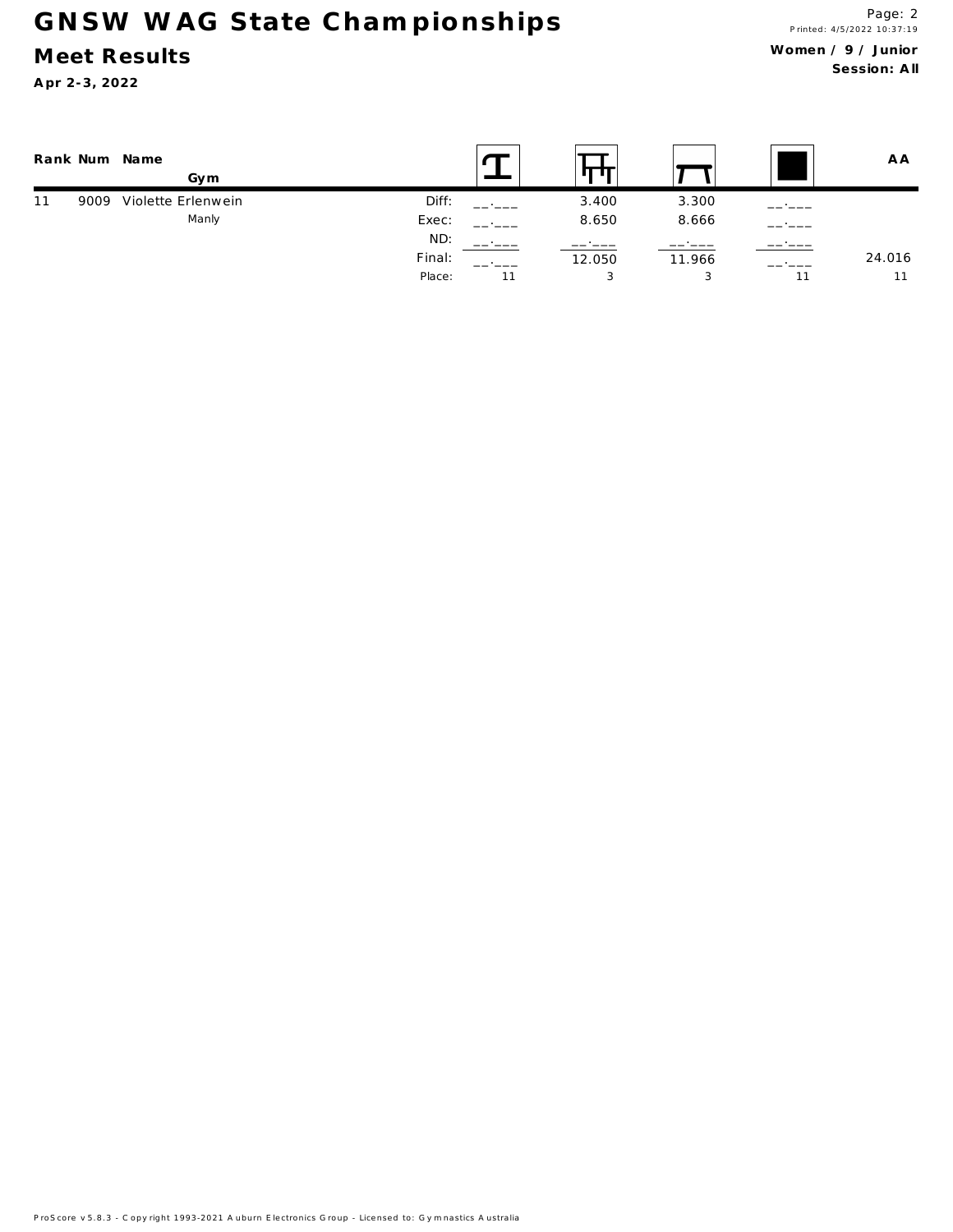# GNSW WAG State Championships

## Meet Results

**Apr 2-3, 2022**

**Women / 9 / Junior**
**Session: All**

| Rank | Num | Name / Gym | | Vault | Bars | Beam | Floor | AA |
|---|---|---|---|---|---|---|---|---|
| 11 | 9009 | Violette Erlenwein | Diff: | __.___ | 3.400 | 3.300 | __.___ | |
| | | Manly | Exec: | __.___ | 8.650 | 8.666 | __.___ | |
| | | | ND: | __.___ | __.___ | __.___ | __.___ | |
| | | | Final: | __.___ | 12.050 | 11.966 | __.___ | 24.016 |
| | | | Place: | 11 | 3 | 3 | 11 | 11 |